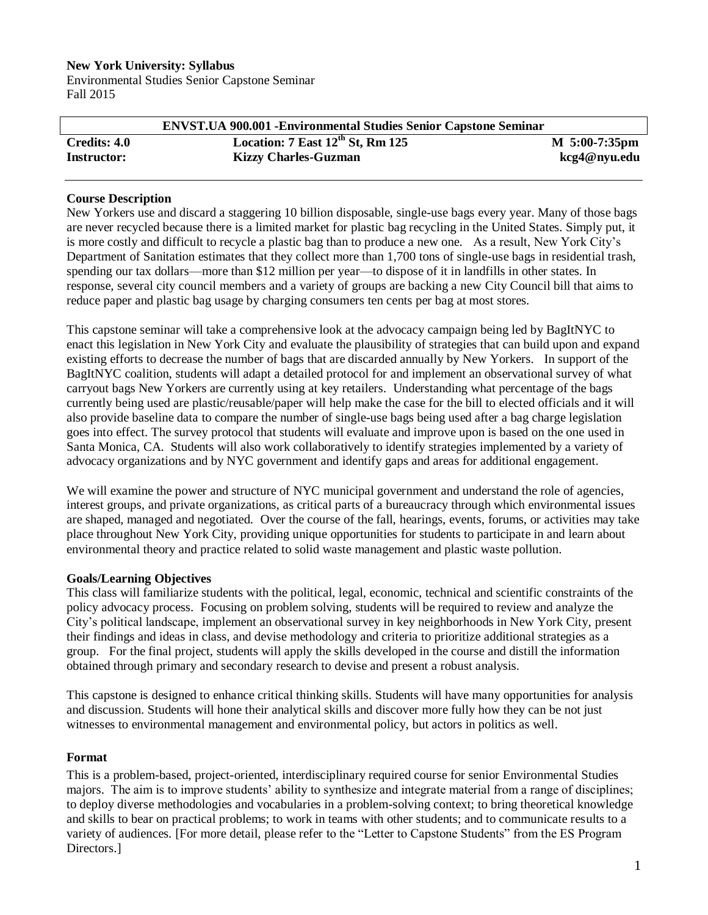**New York University: Syllabus**
Environmental Studies Senior Capstone Seminar
Fall 2015

| ENVST.UA 900.001 -Environmental Studies Senior Capstone Seminar | | |
|---|---|---|
| **Credits: 4.0** | **Location: 7 East 12th St, Rm 125** | **M 5:00-7:35pm** |
| **Instructor:** | **Kizzy Charles-Guzman** | **kcg4@nyu.edu** |

### Course Description

New Yorkers use and discard a staggering 10 billion disposable, single-use bags every year. Many of those bags are never recycled because there is a limited market for plastic bag recycling in the United States. Simply put, it is more costly and difficult to recycle a plastic bag than to produce a new one. As a result, New York City's Department of Sanitation estimates that they collect more than 1,700 tons of single-use bags in residential trash, spending our tax dollars—more than $12 million per year—to dispose of it in landfills in other states. In response, several city council members and a variety of groups are backing a new City Council bill that aims to reduce paper and plastic bag usage by charging consumers ten cents per bag at most stores.

This capstone seminar will take a comprehensive look at the advocacy campaign being led by BagItNYC to enact this legislation in New York City and evaluate the plausibility of strategies that can build upon and expand existing efforts to decrease the number of bags that are discarded annually by New Yorkers. In support of the BagItNYC coalition, students will adapt a detailed protocol for and implement an observational survey of what carryout bags New Yorkers are currently using at key retailers. Understanding what percentage of the bags currently being used are plastic/reusable/paper will help make the case for the bill to elected officials and it will also provide baseline data to compare the number of single-use bags being used after a bag charge legislation goes into effect. The survey protocol that students will evaluate and improve upon is based on the one used in Santa Monica, CA. Students will also work collaboratively to identify strategies implemented by a variety of advocacy organizations and by NYC government and identify gaps and areas for additional engagement.

We will examine the power and structure of NYC municipal government and understand the role of agencies, interest groups, and private organizations, as critical parts of a bureaucracy through which environmental issues are shaped, managed and negotiated. Over the course of the fall, hearings, events, forums, or activities may take place throughout New York City, providing unique opportunities for students to participate in and learn about environmental theory and practice related to solid waste management and plastic waste pollution.

### Goals/Learning Objectives

This class will familiarize students with the political, legal, economic, technical and scientific constraints of the policy advocacy process. Focusing on problem solving, students will be required to review and analyze the City's political landscape, implement an observational survey in key neighborhoods in New York City, present their findings and ideas in class, and devise methodology and criteria to prioritize additional strategies as a group. For the final project, students will apply the skills developed in the course and distill the information obtained through primary and secondary research to devise and present a robust analysis.

This capstone is designed to enhance critical thinking skills. Students will have many opportunities for analysis and discussion. Students will hone their analytical skills and discover more fully how they can be not just witnesses to environmental management and environmental policy, but actors in politics as well.

### Format

This is a problem-based, project-oriented, interdisciplinary required course for senior Environmental Studies majors. The aim is to improve students' ability to synthesize and integrate material from a range of disciplines; to deploy diverse methodologies and vocabularies in a problem-solving context; to bring theoretical knowledge and skills to bear on practical problems; to work in teams with other students; and to communicate results to a variety of audiences. [For more detail, please refer to the "Letter to Capstone Students" from the ES Program Directors.]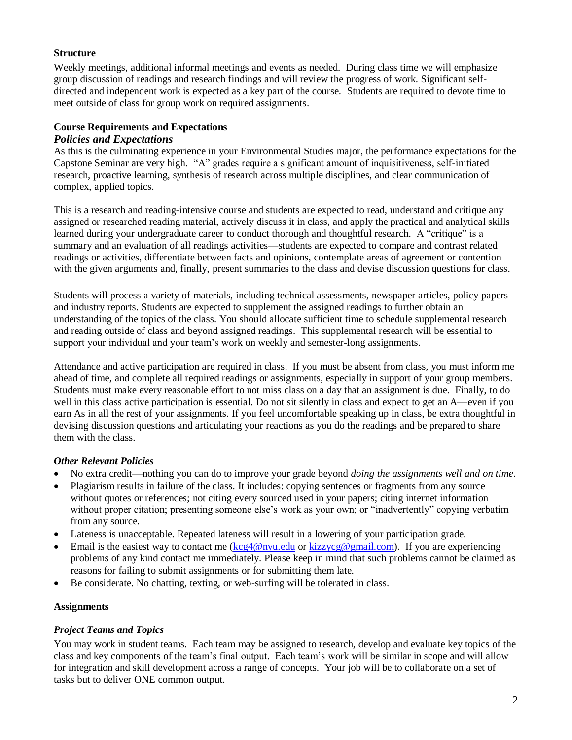**Structure**

Weekly meetings, additional informal meetings and events as needed. During class time we will emphasize group discussion of readings and research findings and will review the progress of work. Significant self-directed and independent work is expected as a key part of the course. Students are required to devote time to meet outside of class for group work on required assignments.

**Course Requirements and Expectations**

### *Policies and Expectations*

As this is the culminating experience in your Environmental Studies major, the performance expectations for the Capstone Seminar are very high. "A" grades require a significant amount of inquisitiveness, self-initiated research, proactive learning, synthesis of research across multiple disciplines, and clear communication of complex, applied topics.

This is a research and reading-intensive course and students are expected to read, understand and critique any assigned or researched reading material, actively discuss it in class, and apply the practical and analytical skills learned during your undergraduate career to conduct thorough and thoughtful research. A "critique" is a summary and an evaluation of all readings activities—students are expected to compare and contrast related readings or activities, differentiate between facts and opinions, contemplate areas of agreement or contention with the given arguments and, finally, present summaries to the class and devise discussion questions for class.

Students will process a variety of materials, including technical assessments, newspaper articles, policy papers and industry reports. Students are expected to supplement the assigned readings to further obtain an understanding of the topics of the class. You should allocate sufficient time to schedule supplemental research and reading outside of class and beyond assigned readings. This supplemental research will be essential to support your individual and your team's work on weekly and semester-long assignments.

Attendance and active participation are required in class. If you must be absent from class, you must inform me ahead of time, and complete all required readings or assignments, especially in support of your group members. Students must make every reasonable effort to not miss class on a day that an assignment is due. Finally, to do well in this class active participation is essential. Do not sit silently in class and expect to get an A—even if you earn As in all the rest of your assignments. If you feel uncomfortable speaking up in class, be extra thoughtful in devising discussion questions and articulating your reactions as you do the readings and be prepared to share them with the class.

### *Other Relevant Policies*

- No extra credit—nothing you can do to improve your grade beyond *doing the assignments well and on time*.
- Plagiarism results in failure of the class. It includes: copying sentences or fragments from any source without quotes or references; not citing every sourced used in your papers; citing internet information without proper citation; presenting someone else's work as your own; or "inadvertently" copying verbatim from any source.
- Lateness is unacceptable. Repeated lateness will result in a lowering of your participation grade.
- Email is the easiest way to contact me (kcg4@nyu.edu or kizzycg@gmail.com). If you are experiencing problems of any kind contact me immediately. Please keep in mind that such problems cannot be claimed as reasons for failing to submit assignments or for submitting them late.
- Be considerate. No chatting, texting, or web-surfing will be tolerated in class.

**Assignments**

### *Project Teams and Topics*

You may work in student teams. Each team may be assigned to research, develop and evaluate key topics of the class and key components of the team's final output. Each team's work will be similar in scope and will allow for integration and skill development across a range of concepts. Your job will be to collaborate on a set of tasks but to deliver ONE common output.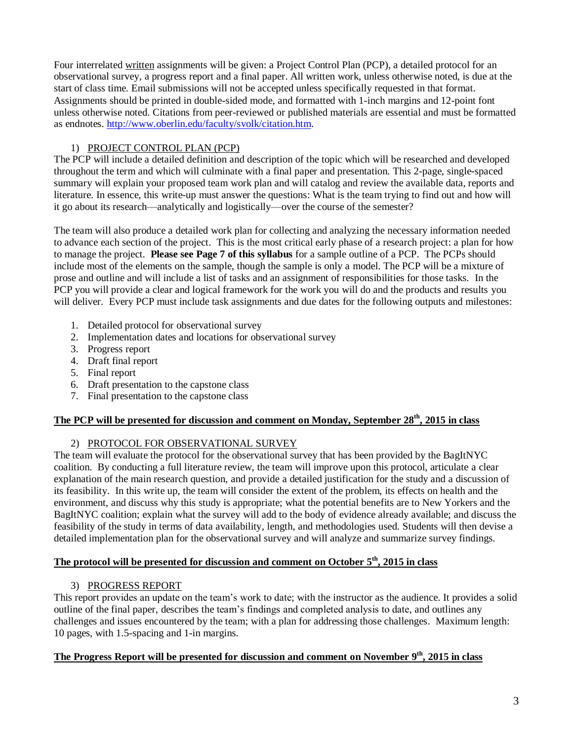Four interrelated <u>written</u> assignments will be given: a Project Control Plan (PCP), a detailed protocol for an observational survey, a progress report and a final paper. All written work, unless otherwise noted, is due at the start of class time. Email submissions will not be accepted unless specifically requested in that format. Assignments should be printed in double-sided mode, and formatted with 1-inch margins and 12-point font unless otherwise noted. Citations from peer-reviewed or published materials are essential and must be formatted as endnotes. http://www.oberlin.edu/faculty/svolk/citation.htm.

1) <u>PROJECT CONTROL PLAN (PCP)</u>

The PCP will include a detailed definition and description of the topic which will be researched and developed throughout the term and which will culminate with a final paper and presentation. This 2-page, single-spaced summary will explain your proposed team work plan and will catalog and review the available data, reports and literature. In essence, this write-up must answer the questions: What is the team trying to find out and how will it go about its research—analytically and logistically—over the course of the semester?

The team will also produce a detailed work plan for collecting and analyzing the necessary information needed to advance each section of the project. This is the most critical early phase of a research project: a plan for how to manage the project. **Please see Page 7 of this syllabus** for a sample outline of a PCP. The PCPs should include most of the elements on the sample, though the sample is only a model. The PCP will be a mixture of prose and outline and will include a list of tasks and an assignment of responsibilities for those tasks. In the PCP you will provide a clear and logical framework for the work you will do and the products and results you will deliver. Every PCP must include task assignments and due dates for the following outputs and milestones:

1. Detailed protocol for observational survey
2. Implementation dates and locations for observational survey
3. Progress report
4. Draft final report
5. Final report
6. Draft presentation to the capstone class
7. Final presentation to the capstone class

**<u>The PCP will be presented for discussion and comment on Monday, September 28th, 2015 in class</u>**

2) <u>PROTOCOL FOR OBSERVATIONAL SURVEY</u>

The team will evaluate the protocol for the observational survey that has been provided by the BagItNYC coalition. By conducting a full literature review, the team will improve upon this protocol, articulate a clear explanation of the main research question, and provide a detailed justification for the study and a discussion of its feasibility. In this write up, the team will consider the extent of the problem, its effects on health and the environment, and discuss why this study is appropriate; what the potential benefits are to New Yorkers and the BagItNYC coalition; explain what the survey will add to the body of evidence already available; and discuss the feasibility of the study in terms of data availability, length, and methodologies used. Students will then devise a detailed implementation plan for the observational survey and will analyze and summarize survey findings.

**<u>The protocol will be presented for discussion and comment on October 5th, 2015 in class</u>**

3) <u>PROGRESS REPORT</u>

This report provides an update on the team's work to date; with the instructor as the audience. It provides a solid outline of the final paper, describes the team's findings and completed analysis to date, and outlines any challenges and issues encountered by the team; with a plan for addressing those challenges. Maximum length: 10 pages, with 1.5-spacing and 1-in margins.

**<u>The Progress Report will be presented for discussion and comment on November 9th, 2015 in class</u>**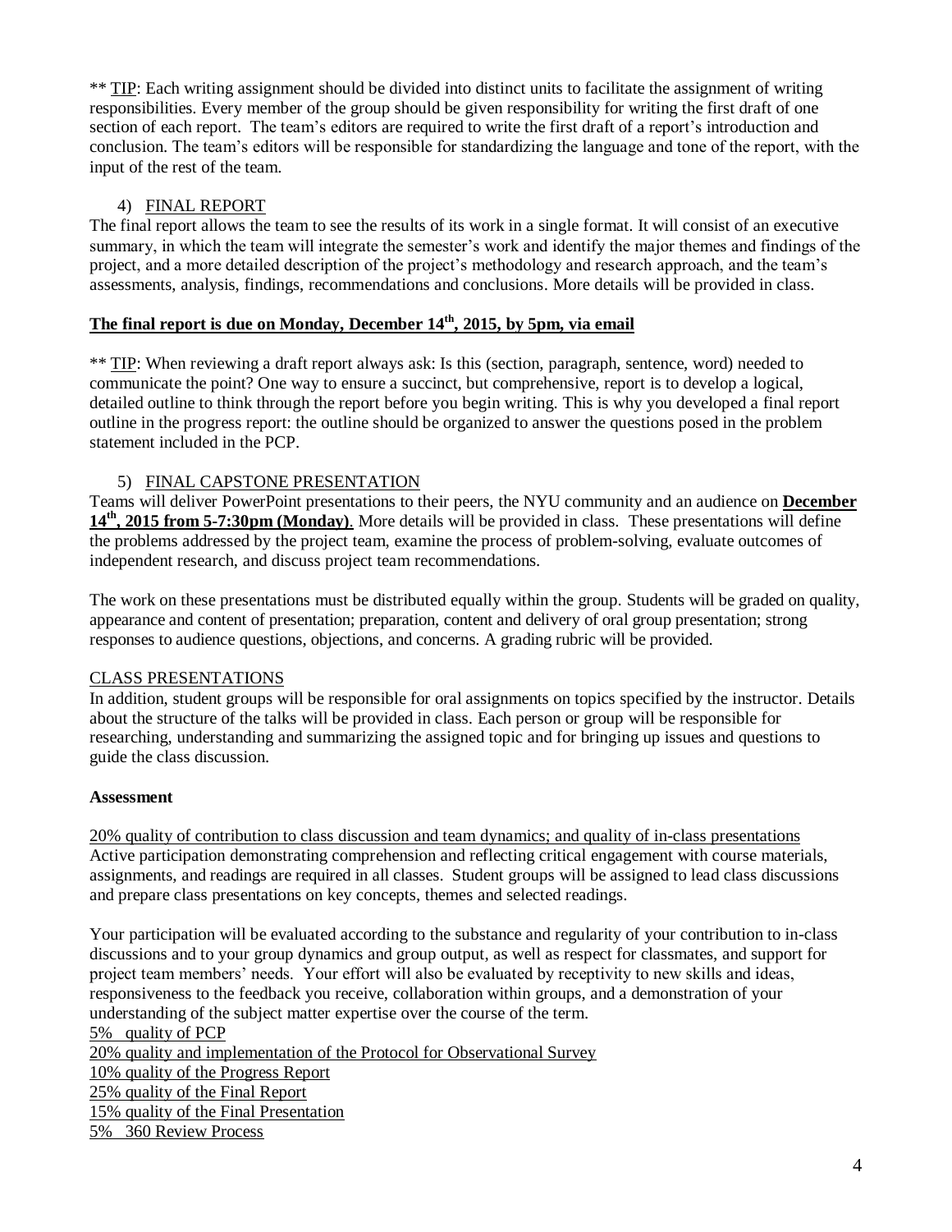** TIP: Each writing assignment should be divided into distinct units to facilitate the assignment of writing responsibilities. Every member of the group should be given responsibility for writing the first draft of one section of each report. The team's editors are required to write the first draft of a report's introduction and conclusion. The team's editors will be responsible for standardizing the language and tone of the report, with the input of the rest of the team.

4) FINAL REPORT

The final report allows the team to see the results of its work in a single format. It will consist of an executive summary, in which the team will integrate the semester's work and identify the major themes and findings of the project, and a more detailed description of the project's methodology and research approach, and the team's assessments, analysis, findings, recommendations and conclusions. More details will be provided in class.

**The final report is due on Monday, December 14th, 2015, by 5pm, via email**

** TIP: When reviewing a draft report always ask: Is this (section, paragraph, sentence, word) needed to communicate the point? One way to ensure a succinct, but comprehensive, report is to develop a logical, detailed outline to think through the report before you begin writing. This is why you developed a final report outline in the progress report: the outline should be organized to answer the questions posed in the problem statement included in the PCP.

5) FINAL CAPSTONE PRESENTATION

Teams will deliver PowerPoint presentations to their peers, the NYU community and an audience on **December 14th, 2015 from 5-7:30pm (Monday)**. More details will be provided in class. These presentations will define the problems addressed by the project team, examine the process of problem-solving, evaluate outcomes of independent research, and discuss project team recommendations.

The work on these presentations must be distributed equally within the group. Students will be graded on quality, appearance and content of presentation; preparation, content and delivery of oral group presentation; strong responses to audience questions, objections, and concerns. A grading rubric will be provided.

CLASS PRESENTATIONS

In addition, student groups will be responsible for oral assignments on topics specified by the instructor. Details about the structure of the talks will be provided in class. Each person or group will be responsible for researching, understanding and summarizing the assigned topic and for bringing up issues and questions to guide the class discussion.

**Assessment**

20% quality of contribution to class discussion and team dynamics; and quality of in-class presentations

Active participation demonstrating comprehension and reflecting critical engagement with course materials, assignments, and readings are required in all classes. Student groups will be assigned to lead class discussions and prepare class presentations on key concepts, themes and selected readings.

Your participation will be evaluated according to the substance and regularity of your contribution to in-class discussions and to your group dynamics and group output, as well as respect for classmates, and support for project team members' needs. Your effort will also be evaluated by receptivity to new skills and ideas, responsiveness to the feedback you receive, collaboration within groups, and a demonstration of your understanding of the subject matter expertise over the course of the term.

5% quality of PCP

20% quality and implementation of the Protocol for Observational Survey

10% quality of the Progress Report

25% quality of the Final Report

15% quality of the Final Presentation

5% 360 Review Process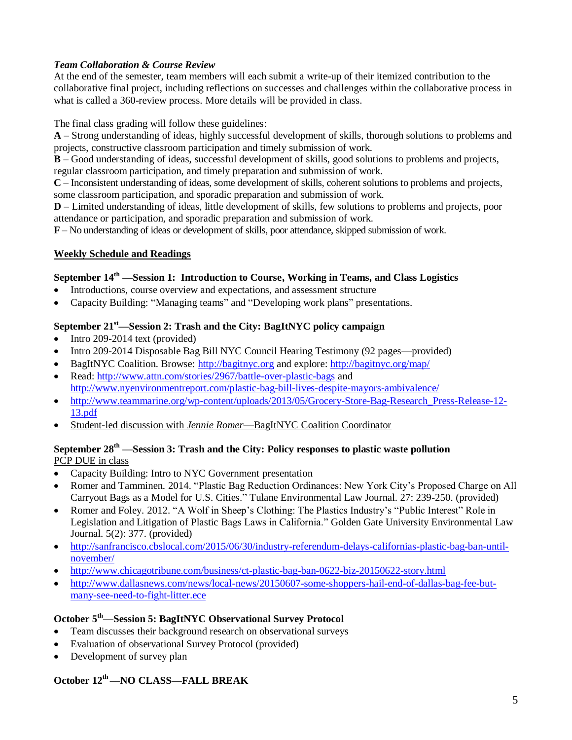***Team Collaboration & Course Review***

At the end of the semester, team members will each submit a write-up of their itemized contribution to the collaborative final project, including reflections on successes and challenges within the collaborative process in what is called a 360-review process. More details will be provided in class.

The final class grading will follow these guidelines:

**A** – Strong understanding of ideas, highly successful development of skills, thorough solutions to problems and projects, constructive classroom participation and timely submission of work.

**B** – Good understanding of ideas, successful development of skills, good solutions to problems and projects, regular classroom participation, and timely preparation and submission of work.

**C** – Inconsistent understanding of ideas, some development of skills, coherent solutions to problems and projects, some classroom participation, and sporadic preparation and submission of work.

**D** – Limited understanding of ideas, little development of skills, few solutions to problems and projects, poor attendance or participation, and sporadic preparation and submission of work.

**F** – No understanding of ideas or development of skills, poor attendance, skipped submission of work.

## Weekly Schedule and Readings

### September 14th —Session 1: Introduction to Course, Working in Teams, and Class Logistics

- Introductions, course overview and expectations, and assessment structure
- Capacity Building: "Managing teams" and "Developing work plans" presentations.

### September 21st—Session 2: Trash and the City: BagItNYC policy campaign

- Intro 209-2014 text (provided)
- Intro 209-2014 Disposable Bag Bill NYC Council Hearing Testimony (92 pages—provided)
- BagItNYC Coalition. Browse: http://bagitnyc.org and explore: http://bagitnyc.org/map/
- Read: http://www.attn.com/stories/2967/battle-over-plastic-bags and http://www.nyenvironmentreport.com/plastic-bag-bill-lives-despite-mayors-ambivalence/
- http://www.teammarine.org/wp-content/uploads/2013/05/Grocery-Store-Bag-Research_Press-Release-12-13.pdf
- Student-led discussion with *Jennie Romer*—BagItNYC Coalition Coordinator

### September 28th —Session 3: Trash and the City: Policy responses to plastic waste pollution

PCP DUE in class

- Capacity Building: Intro to NYC Government presentation
- Romer and Tamminen. 2014. "Plastic Bag Reduction Ordinances: New York City's Proposed Charge on All Carryout Bags as a Model for U.S. Cities." Tulane Environmental Law Journal. 27: 239-250. (provided)
- Romer and Foley. 2012. "A Wolf in Sheep's Clothing: The Plastics Industry's "Public Interest" Role in Legislation and Litigation of Plastic Bags Laws in California." Golden Gate University Environmental Law Journal. 5(2): 377. (provided)
- http://sanfrancisco.cbslocal.com/2015/06/30/industry-referendum-delays-californias-plastic-bag-ban-until-november/
- http://www.chicagotribune.com/business/ct-plastic-bag-ban-0622-biz-20150622-story.html
- http://www.dallasnews.com/news/local-news/20150607-some-shoppers-hail-end-of-dallas-bag-fee-but-many-see-need-to-fight-litter.ece

### October 5th—Session 5: BagItNYC Observational Survey Protocol

- Team discusses their background research on observational surveys
- Evaluation of observational Survey Protocol (provided)
- Development of survey plan

### October 12th —NO CLASS—FALL BREAK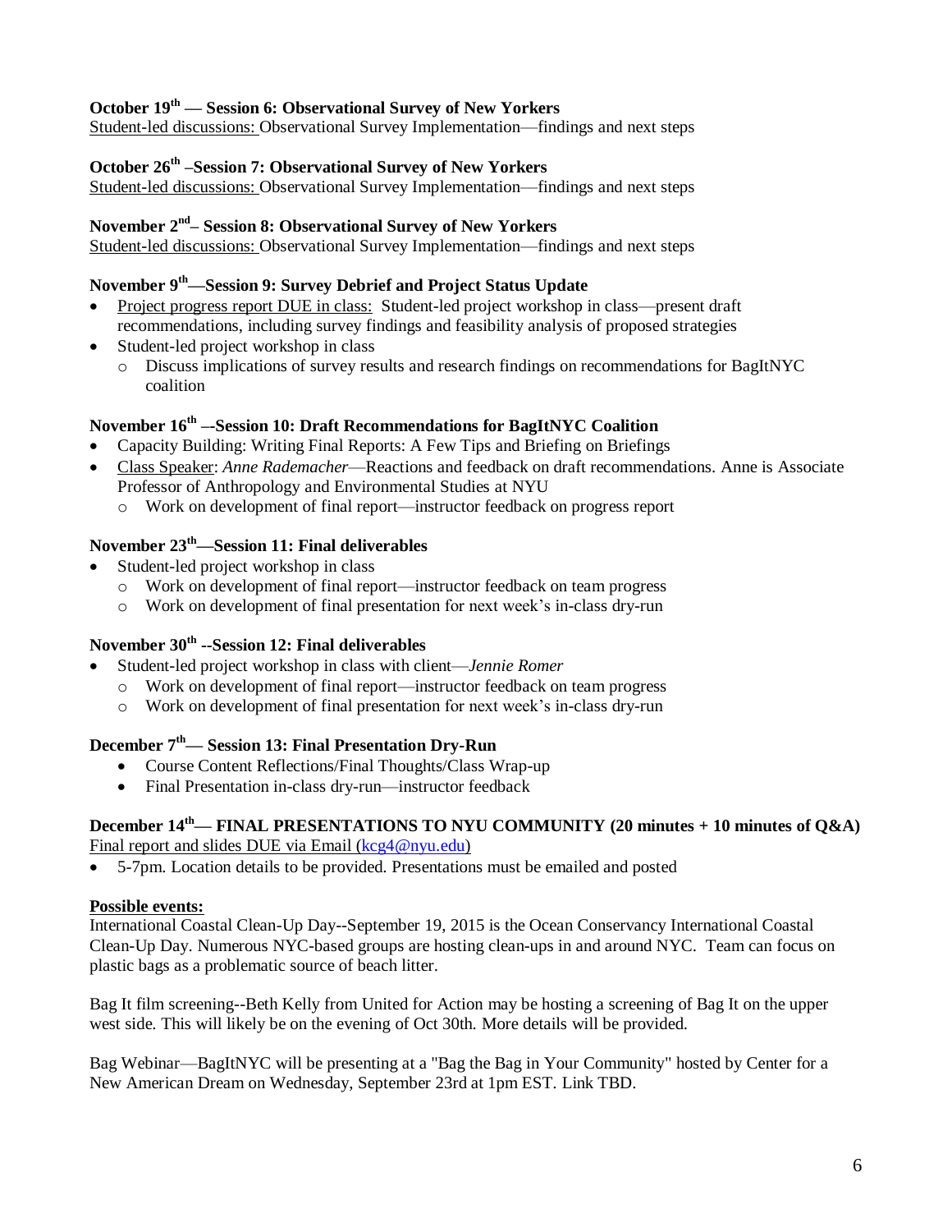**October 19th — Session 6: Observational Survey of New Yorkers**
Student-led discussions: Observational Survey Implementation—findings and next steps

**October 26th –Session 7: Observational Survey of New Yorkers**
Student-led discussions: Observational Survey Implementation—findings and next steps

**November 2nd– Session 8: Observational Survey of New Yorkers**
Student-led discussions: Observational Survey Implementation—findings and next steps

**November 9th—Session 9: Survey Debrief and Project Status Update**

- Project progress report DUE in class: Student-led project workshop in class—present draft recommendations, including survey findings and feasibility analysis of proposed strategies
- Student-led project workshop in class
  - Discuss implications of survey results and research findings on recommendations for BagItNYC coalition

**November 16th –-Session 10: Draft Recommendations for BagItNYC Coalition**

- Capacity Building: Writing Final Reports: A Few Tips and Briefing on Briefings
- Class Speaker: *Anne Rademacher*—Reactions and feedback on draft recommendations. Anne is Associate Professor of Anthropology and Environmental Studies at NYU
  - Work on development of final report—instructor feedback on progress report

**November 23th—Session 11: Final deliverables**

- Student-led project workshop in class
  - Work on development of final report—instructor feedback on team progress
  - Work on development of final presentation for next week's in-class dry-run

**November 30th --Session 12: Final deliverables**

- Student-led project workshop in class with client—*Jennie Romer*
  - Work on development of final report—instructor feedback on team progress
  - Work on development of final presentation for next week's in-class dry-run

**December 7th— Session 13: Final Presentation Dry-Run**

- Course Content Reflections/Final Thoughts/Class Wrap-up
- Final Presentation in-class dry-run—instructor feedback

**December 14th— FINAL PRESENTATIONS TO NYU COMMUNITY (20 minutes + 10 minutes of Q&A)**
Final report and slides DUE via Email (kcg4@nyu.edu)

- 5-7pm. Location details to be provided. Presentations must be emailed and posted

**Possible events:**
International Coastal Clean-Up Day--September 19, 2015 is the Ocean Conservancy International Coastal Clean-Up Day. Numerous NYC-based groups are hosting clean-ups in and around NYC. Team can focus on plastic bags as a problematic source of beach litter.

Bag It film screening--Beth Kelly from United for Action may be hosting a screening of Bag It on the upper west side. This will likely be on the evening of Oct 30th. More details will be provided.

Bag Webinar—BagItNYC will be presenting at a "Bag the Bag in Your Community" hosted by Center for a New American Dream on Wednesday, September 23rd at 1pm EST. Link TBD.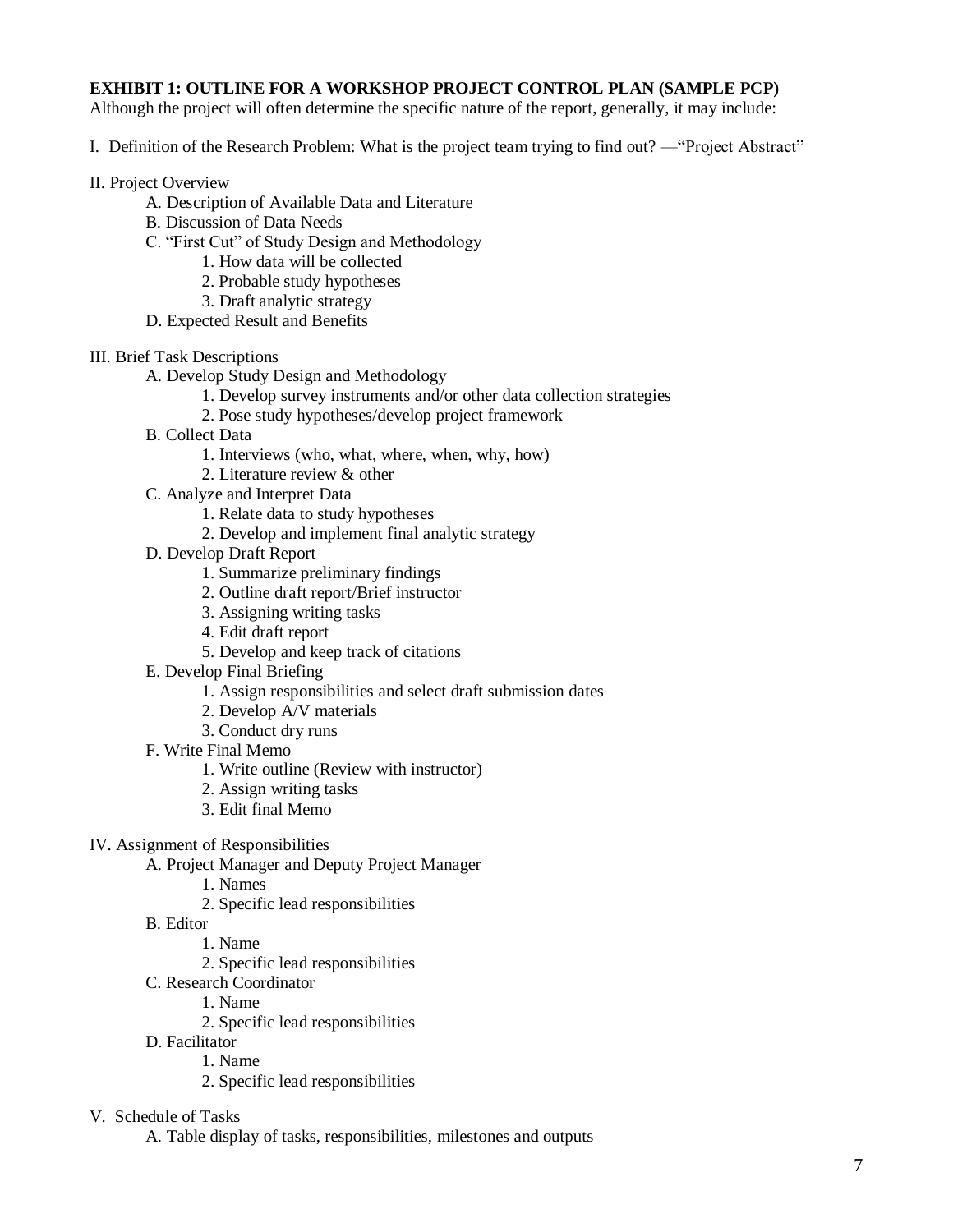**EXHIBIT 1: OUTLINE FOR A WORKSHOP PROJECT CONTROL PLAN (SAMPLE PCP)**

Although the project will often determine the specific nature of the report, generally, it may include:

I. Definition of the Research Problem: What is the project team trying to find out? —"Project Abstract"

II. Project Overview

- A. Description of Available Data and Literature
- B. Discussion of Data Needs
- C. "First Cut" of Study Design and Methodology
    1. How data will be collected
    2. Probable study hypotheses
    3. Draft analytic strategy
- D. Expected Result and Benefits

III. Brief Task Descriptions

- A. Develop Study Design and Methodology
    1. Develop survey instruments and/or other data collection strategies
    2. Pose study hypotheses/develop project framework
- B. Collect Data
    1. Interviews (who, what, where, when, why, how)
    2. Literature review & other
- C. Analyze and Interpret Data
    1. Relate data to study hypotheses
    2. Develop and implement final analytic strategy
- D. Develop Draft Report
    1. Summarize preliminary findings
    2. Outline draft report/Brief instructor
    3. Assigning writing tasks
    4. Edit draft report
    5. Develop and keep track of citations
- E. Develop Final Briefing
    1. Assign responsibilities and select draft submission dates
    2. Develop A/V materials
    3. Conduct dry runs
- F. Write Final Memo
    1. Write outline (Review with instructor)
    2. Assign writing tasks
    3. Edit final Memo

IV. Assignment of Responsibilities

- A. Project Manager and Deputy Project Manager
    1. Names
    2. Specific lead responsibilities
- B. Editor
    1. Name
    2. Specific lead responsibilities
- C. Research Coordinator
    1. Name
    2. Specific lead responsibilities
- D. Facilitator
    1. Name
    2. Specific lead responsibilities

V. Schedule of Tasks

- A. Table display of tasks, responsibilities, milestones and outputs